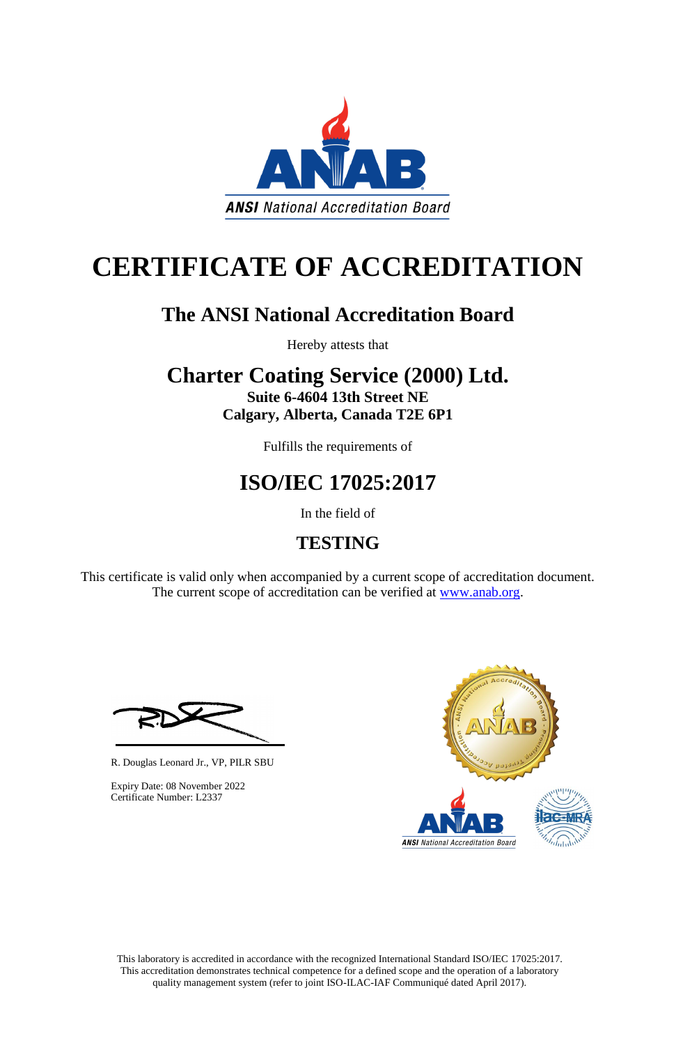ANSI National Accreditation Board

# CERTIFICATE OF ACCREDITATION

## The ANSI National Accreditation Board

Hereby attests that

## Charter Coating Service (2000) Ltd.

**Suite 6-4604 13th Street NE**
**Calgary, Alberta, Canada T2E 6P1**

Fulfills the requirements of

## ISO/IEC 17025:2017

In the field of

## TESTING

This certificate is valid only when accompanied by a current scope of accreditation document. The current scope of accreditation can be verified at www.anab.org.

R. Douglas Leonard Jr., VP, PILR SBU

Expiry Date: 08 November 2022
Certificate Number: L2337

This laboratory is accredited in accordance with the recognized International Standard ISO/IEC 17025:2017. This accreditation demonstrates technical competence for a defined scope and the operation of a laboratory quality management system (refer to joint ISO-ILAC-IAF Communiqué dated April 2017).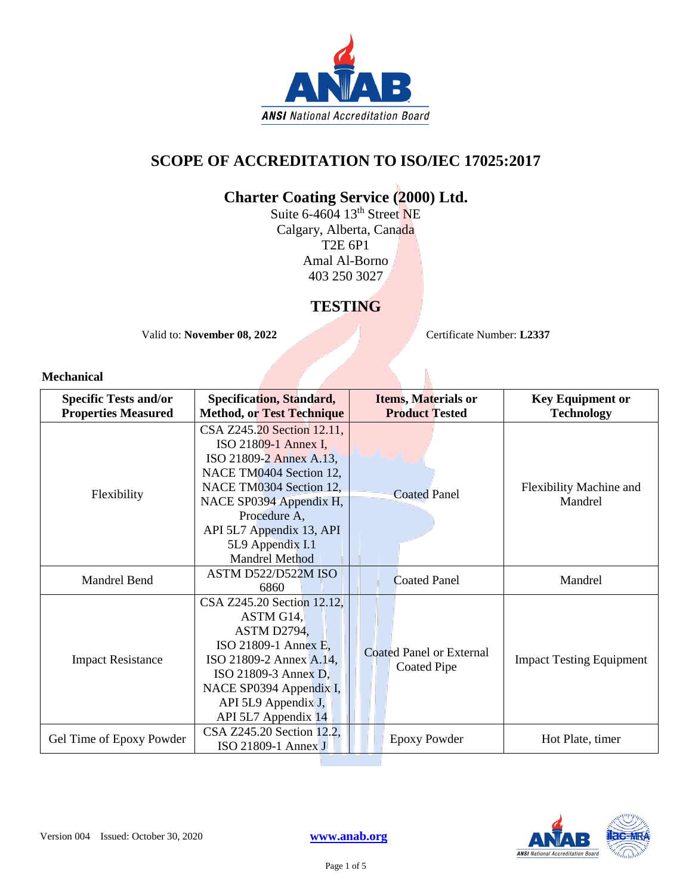# SCOPE OF ACCREDITATION TO ISO/IEC 17025:2017

## Charter Coating Service (2000) Ltd.

Suite 6-4604 13th Street NE
Calgary, Alberta, Canada
T2E 6P1
Amal Al-Borno
403 250 3027

## TESTING

Valid to: **November 08, 2022** Certificate Number: **L2337**

### Mechanical

| Specific Tests and/or Properties Measured | Specification, Standard, Method, or Test Technique | Items, Materials or Product Tested | Key Equipment or Technology |
|---|---|---|---|
| Flexibility | CSA Z245.20 Section 12.11, ISO 21809-1 Annex I, ISO 21809-2 Annex A.13, NACE TM0404 Section 12, NACE TM0304 Section 12, NACE SP0394 Appendix H, Procedure A, API 5L7 Appendix 13, API 5L9 Appendix I.1 Mandrel Method | Coated Panel | Flexibility Machine and Mandrel |
| Mandrel Bend | ASTM D522/D522M ISO 6860 | Coated Panel | Mandrel |
| Impact Resistance | CSA Z245.20 Section 12.12, ASTM G14, ASTM D2794, ISO 21809-1 Annex E, ISO 21809-2 Annex A.14, ISO 21809-3 Annex D, NACE SP0394 Appendix I, API 5L9 Appendix J, API 5L7 Appendix 14 | Coated Panel or External Coated Pipe | Impact Testing Equipment |
| Gel Time of Epoxy Powder | CSA Z245.20 Section 12.2, ISO 21809-1 Annex J | Epoxy Powder | Hot Plate, timer |

Version 004 Issued: October 30, 2020 www.anab.org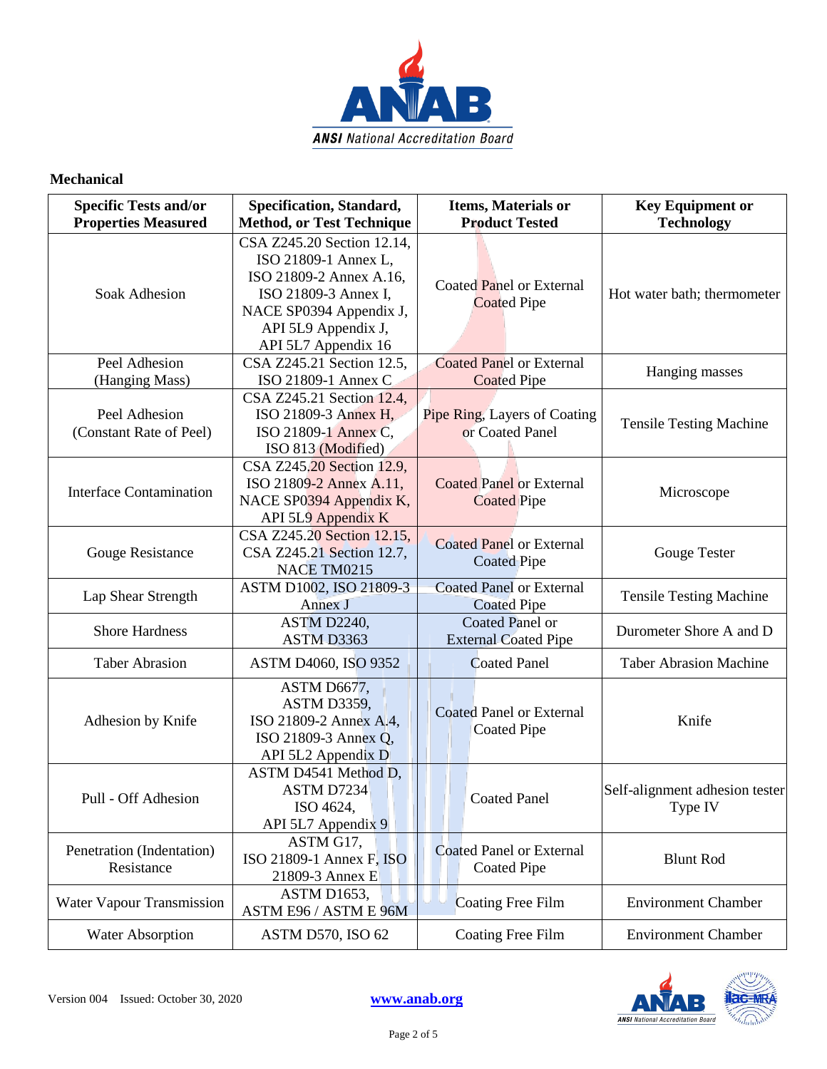## Mechanical

| Specific Tests and/or Properties Measured | Specification, Standard, Method, or Test Technique | Items, Materials or Product Tested | Key Equipment or Technology |
|---|---|---|---|
| Soak Adhesion | CSA Z245.20 Section 12.14, ISO 21809-1 Annex L, ISO 21809-2 Annex A.16, ISO 21809-3 Annex I, NACE SP0394 Appendix J, API 5L9 Appendix J, API 5L7 Appendix 16 | Coated Panel or External Coated Pipe | Hot water bath; thermometer |
| Peel Adhesion (Hanging Mass) | CSA Z245.21 Section 12.5, ISO 21809-1 Annex C | Coated Panel or External Coated Pipe | Hanging masses |
| Peel Adhesion (Constant Rate of Peel) | CSA Z245.21 Section 12.4, ISO 21809-3 Annex H, ISO 21809-1 Annex C, ISO 813 (Modified) | Pipe Ring, Layers of Coating or Coated Panel | Tensile Testing Machine |
| Interface Contamination | CSA Z245.20 Section 12.9, ISO 21809-2 Annex A.11, NACE SP0394 Appendix K, API 5L9 Appendix K | Coated Panel or External Coated Pipe | Microscope |
| Gouge Resistance | CSA Z245.20 Section 12.15, CSA Z245.21 Section 12.7, NACE TM0215 | Coated Panel or External Coated Pipe | Gouge Tester |
| Lap Shear Strength | ASTM D1002, ISO 21809-3 Annex J | Coated Panel or External Coated Pipe | Tensile Testing Machine |
| Shore Hardness | ASTM D2240, ASTM D3363 | Coated Panel or External Coated Pipe | Durometer Shore A and D |
| Taber Abrasion | ASTM D4060, ISO 9352 | Coated Panel | Taber Abrasion Machine |
| Adhesion by Knife | ASTM D6677, ASTM D3359, ISO 21809-2 Annex A.4, ISO 21809-3 Annex Q, API 5L2 Appendix D | Coated Panel or External Coated Pipe | Knife |
| Pull - Off Adhesion | ASTM D4541 Method D, ASTM D7234 ISO 4624, API 5L7 Appendix 9 | Coated Panel | Self-alignment adhesion tester Type IV |
| Penetration (Indentation) Resistance | ASTM G17, ISO 21809-1 Annex F, ISO 21809-3 Annex E | Coated Panel or External Coated Pipe | Blunt Rod |
| Water Vapour Transmission | ASTM D1653, ASTM E96 / ASTM E 96M | Coating Free Film | Environment Chamber |
| Water Absorption | ASTM D570, ISO 62 | Coating Free Film | Environment Chamber |

Version 004 Issued: October 30, 2020 www.anab.org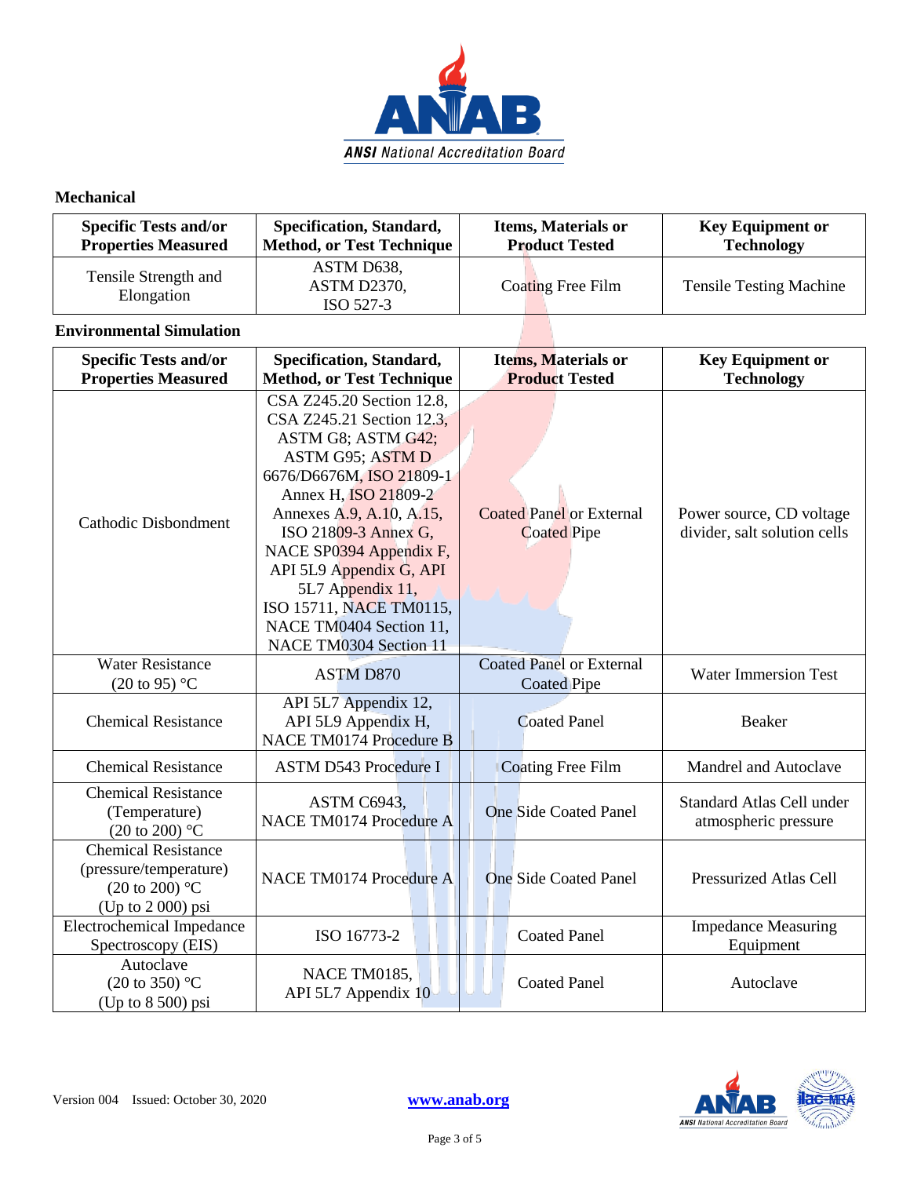## Mechanical

| Specific Tests and/or Properties Measured | Specification, Standard, Method, or Test Technique | Items, Materials or Product Tested | Key Equipment or Technology |
|---|---|---|---|
| Tensile Strength and Elongation | ASTM D638, ASTM D2370, ISO 527-3 | Coating Free Film | Tensile Testing Machine |

## Environmental Simulation

| Specific Tests and/or Properties Measured | Specification, Standard, Method, or Test Technique | Items, Materials or Product Tested | Key Equipment or Technology |
|---|---|---|---|
| Cathodic Disbondment | CSA Z245.20 Section 12.8, CSA Z245.21 Section 12.3, ASTM G8; ASTM G42; ASTM G95; ASTM D 6676/D6676M, ISO 21809-1 Annex H, ISO 21809-2 Annexes A.9, A.10, A.15, ISO 21809-3 Annex G, NACE SP0394 Appendix F, API 5L9 Appendix G, API 5L7 Appendix 11, ISO 15711, NACE TM0115, NACE TM0404 Section 11, NACE TM0304 Section 11 | Coated Panel or External Coated Pipe | Power source, CD voltage divider, salt solution cells |
| Water Resistance (20 to 95) °C | ASTM D870 | Coated Panel or External Coated Pipe | Water Immersion Test |
| Chemical Resistance | API 5L7 Appendix 12, API 5L9 Appendix H, NACE TM0174 Procedure B | Coated Panel | Beaker |
| Chemical Resistance | ASTM D543 Procedure I | Coating Free Film | Mandrel and Autoclave |
| Chemical Resistance (Temperature) (20 to 200) °C | ASTM C6943, NACE TM0174 Procedure A | One Side Coated Panel | Standard Atlas Cell under atmospheric pressure |
| Chemical Resistance (pressure/temperature) (20 to 200) °C (Up to 2 000) psi | NACE TM0174 Procedure A | One Side Coated Panel | Pressurized Atlas Cell |
| Electrochemical Impedance Spectroscopy (EIS) | ISO 16773-2 | Coated Panel | Impedance Measuring Equipment |
| Autoclave (20 to 350) °C (Up to 8 500) psi | NACE TM0185, API 5L7 Appendix 10 | Coated Panel | Autoclave |

Version 004 Issued: October 30, 2020 www.anab.org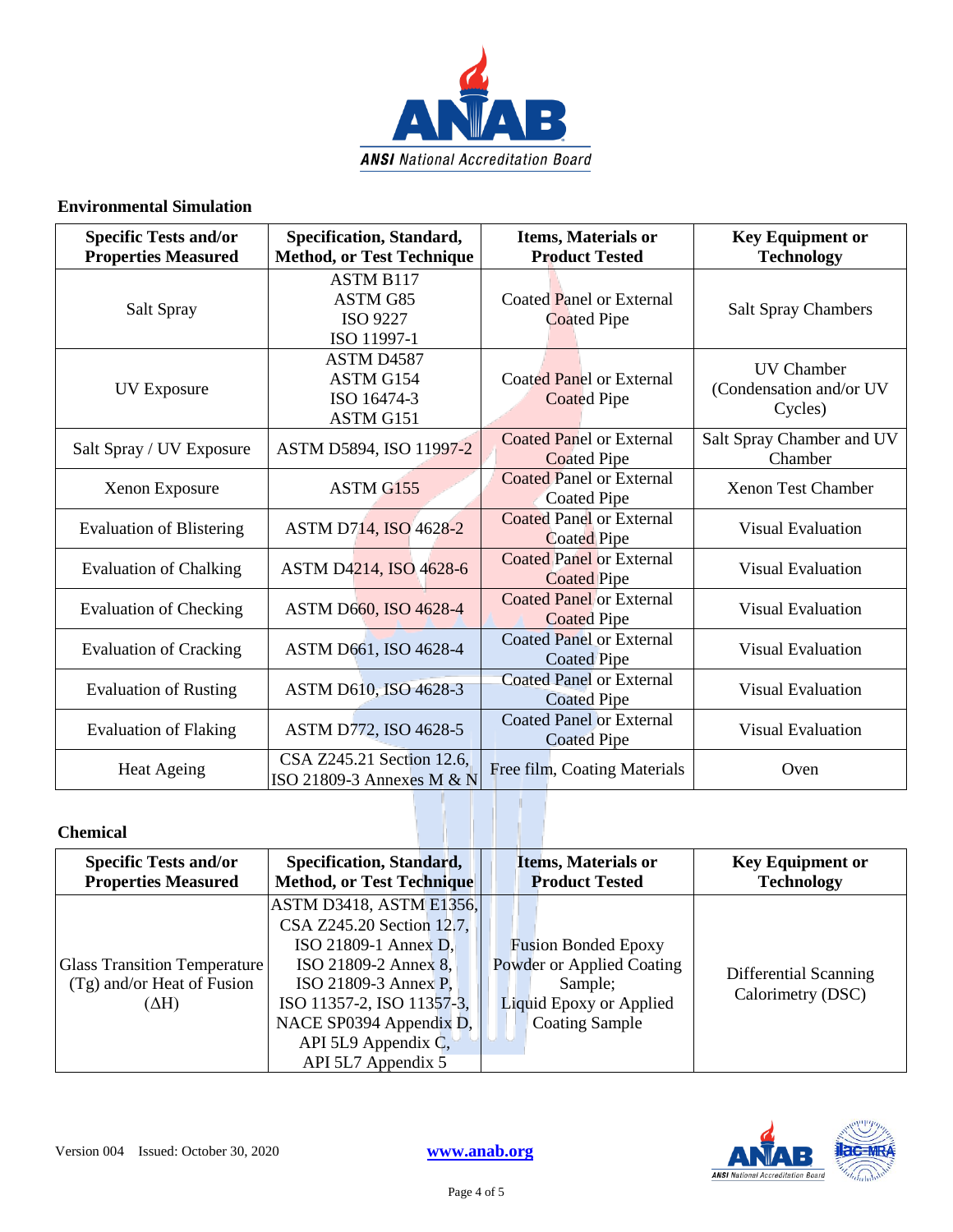## Environmental Simulation

| Specific Tests and/or Properties Measured | Specification, Standard, Method, or Test Technique | Items, Materials or Product Tested | Key Equipment or Technology |
|---|---|---|---|
| Salt Spray | ASTM B117<br>ASTM G85<br>ISO 9227<br>ISO 11997-1 | Coated Panel or External Coated Pipe | Salt Spray Chambers |
| UV Exposure | ASTM D4587<br>ASTM G154<br>ISO 16474-3<br>ASTM G151 | Coated Panel or External Coated Pipe | UV Chamber (Condensation and/or UV Cycles) |
| Salt Spray / UV Exposure | ASTM D5894, ISO 11997-2 | Coated Panel or External Coated Pipe | Salt Spray Chamber and UV Chamber |
| Xenon Exposure | ASTM G155 | Coated Panel or External Coated Pipe | Xenon Test Chamber |
| Evaluation of Blistering | ASTM D714, ISO 4628-2 | Coated Panel or External Coated Pipe | Visual Evaluation |
| Evaluation of Chalking | ASTM D4214, ISO 4628-6 | Coated Panel or External Coated Pipe | Visual Evaluation |
| Evaluation of Checking | ASTM D660, ISO 4628-4 | Coated Panel or External Coated Pipe | Visual Evaluation |
| Evaluation of Cracking | ASTM D661, ISO 4628-4 | Coated Panel or External Coated Pipe | Visual Evaluation |
| Evaluation of Rusting | ASTM D610, ISO 4628-3 | Coated Panel or External Coated Pipe | Visual Evaluation |
| Evaluation of Flaking | ASTM D772, ISO 4628-5 | Coated Panel or External Coated Pipe | Visual Evaluation |
| Heat Ageing | CSA Z245.21 Section 12.6, ISO 21809-3 Annexes M & N | Free film, Coating Materials | Oven |

## Chemical

| Specific Tests and/or Properties Measured | Specification, Standard, Method, or Test Technique | Items, Materials or Product Tested | Key Equipment or Technology |
|---|---|---|---|
| Glass Transition Temperature (Tg) and/or Heat of Fusion ($\Delta H$) | ASTM D3418, ASTM E1356,<br>CSA Z245.20 Section 12.7,<br>ISO 21809-1 Annex D,<br>ISO 21809-2 Annex 8,<br>ISO 21809-3 Annex P,<br>ISO 11357-2, ISO 11357-3,<br>NACE SP0394 Appendix D,<br>API 5L9 Appendix C,<br>API 5L7 Appendix 5 | Fusion Bonded Epoxy Powder or Applied Coating Sample;<br>Liquid Epoxy or Applied Coating Sample | Differential Scanning Calorimetry (DSC) |

Version 004 Issued: October 30, 2020 www.anab.org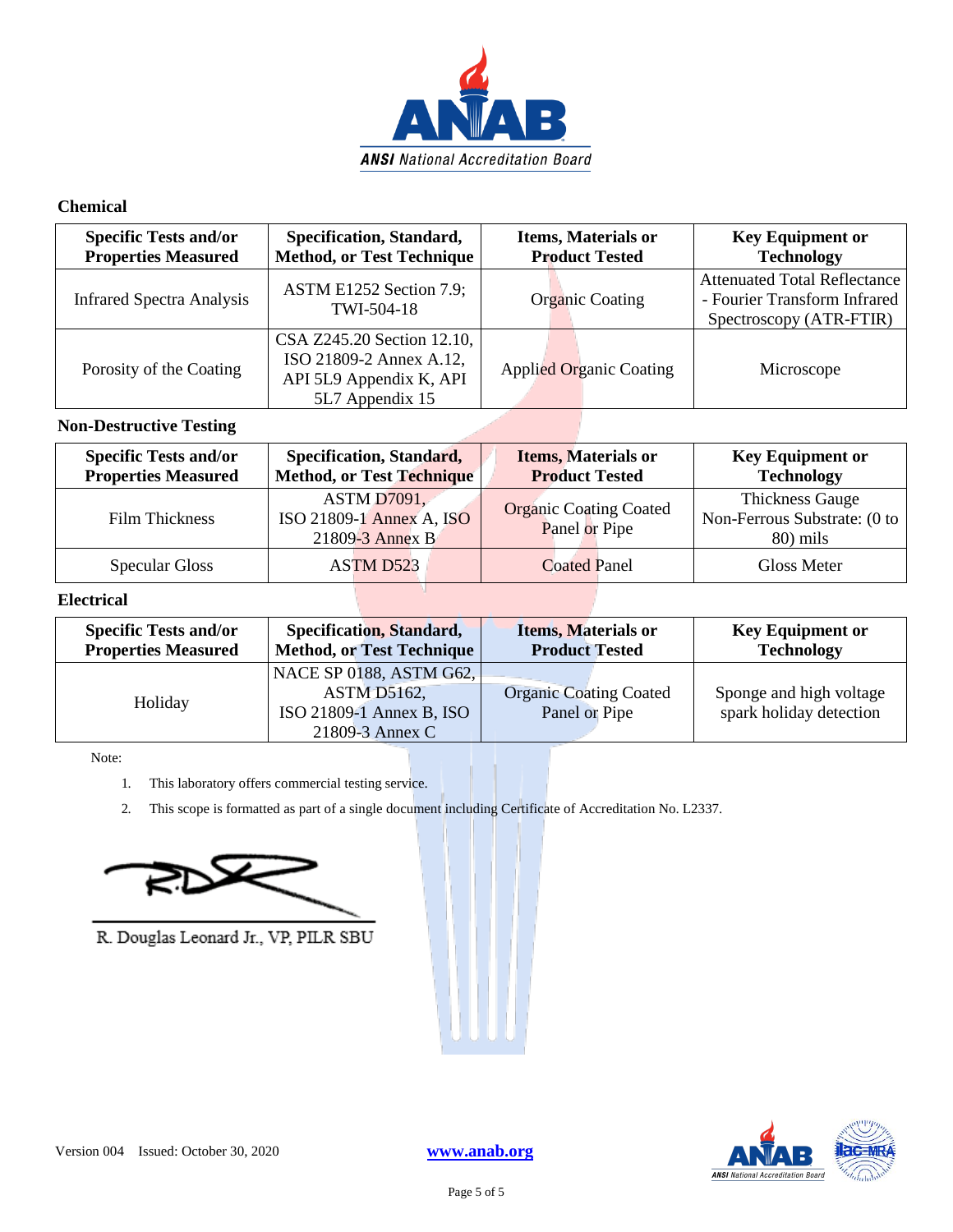### Chemical

| Specific Tests and/or Properties Measured | Specification, Standard, Method, or Test Technique | Items, Materials or Product Tested | Key Equipment or Technology |
|---|---|---|---|
| Infrared Spectra Analysis | ASTM E1252 Section 7.9; TWI-504-18 | Organic Coating | Attenuated Total Reflectance - Fourier Transform Infrared Spectroscopy (ATR-FTIR) |
| Porosity of the Coating | CSA Z245.20 Section 12.10, ISO 21809-2 Annex A.12, API 5L9 Appendix K, API 5L7 Appendix 15 | Applied Organic Coating | Microscope |

### Non-Destructive Testing

| Specific Tests and/or Properties Measured | Specification, Standard, Method, or Test Technique | Items, Materials or Product Tested | Key Equipment or Technology |
|---|---|---|---|
| Film Thickness | ASTM D7091, ISO 21809-1 Annex A, ISO 21809-3 Annex B | Organic Coating Coated Panel or Pipe | Thickness Gauge Non-Ferrous Substrate: (0 to 80) mils |
| Specular Gloss | ASTM D523 | Coated Panel | Gloss Meter |

### Electrical

| Specific Tests and/or Properties Measured | Specification, Standard, Method, or Test Technique | Items, Materials or Product Tested | Key Equipment or Technology |
|---|---|---|---|
| Holiday | NACE SP 0188, ASTM G62, ASTM D5162, ISO 21809-1 Annex B, ISO 21809-3 Annex C | Organic Coating Coated Panel or Pipe | Sponge and high voltage spark holiday detection |

Note:

1. This laboratory offers commercial testing service.
2. This scope is formatted as part of a single document including Certificate of Accreditation No. L2337.

R. Douglas Leonard Jr., VP, PILR SBU

Version 004 Issued: October 30, 2020

www.anab.org